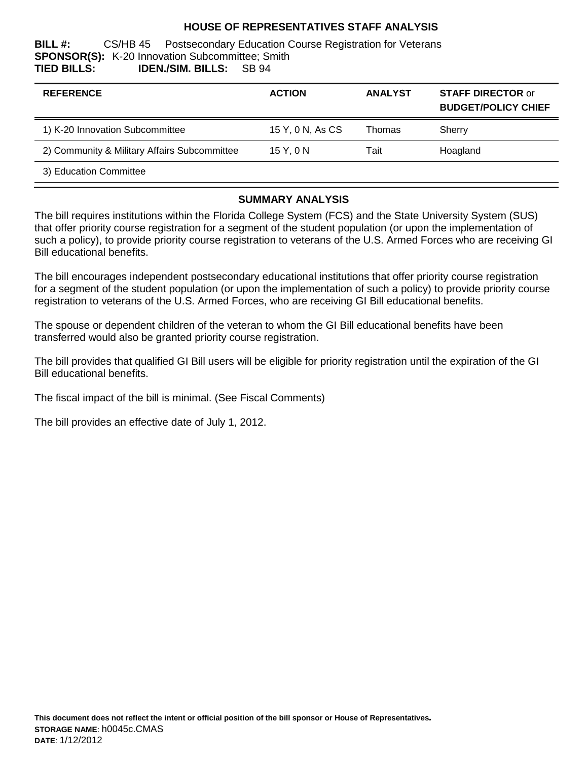# HOUSE OF REPRESENTATIVES STAFF ANALYSIS

**BILL #:** CS/HB 45 Postsecondary Education Course Registration for Veterans
**SPONSOR(S):** K-20 Innovation Subcommittee; Smith
**TIED BILLS:** **IDEN./SIM. BILLS:** SB 94

| REFERENCE | ACTION | ANALYST | STAFF DIRECTOR or BUDGET/POLICY CHIEF |
|---|---|---|---|
| 1) K-20 Innovation Subcommittee | 15 Y, 0 N, As CS | Thomas | Sherry |
| 2) Community & Military Affairs Subcommittee | 15 Y, 0 N | Tait | Hoagland |
| 3) Education Committee | | | |

## SUMMARY ANALYSIS

The bill requires institutions within the Florida College System (FCS) and the State University System (SUS) that offer priority course registration for a segment of the student population (or upon the implementation of such a policy), to provide priority course registration to veterans of the U.S. Armed Forces who are receiving GI Bill educational benefits.

The bill encourages independent postsecondary educational institutions that offer priority course registration for a segment of the student population (or upon the implementation of such a policy) to provide priority course registration to veterans of the U.S. Armed Forces, who are receiving GI Bill educational benefits.

The spouse or dependent children of the veteran to whom the GI Bill educational benefits have been transferred would also be granted priority course registration.

The bill provides that qualified GI Bill users will be eligible for priority registration until the expiration of the GI Bill educational benefits.

The fiscal impact of the bill is minimal. (See Fiscal Comments)

The bill provides an effective date of July 1, 2012.

**This document does not reflect the intent or official position of the bill sponsor or House of Representatives.**
**STORAGE NAME**: h0045c.CMAS
**DATE**: 1/12/2012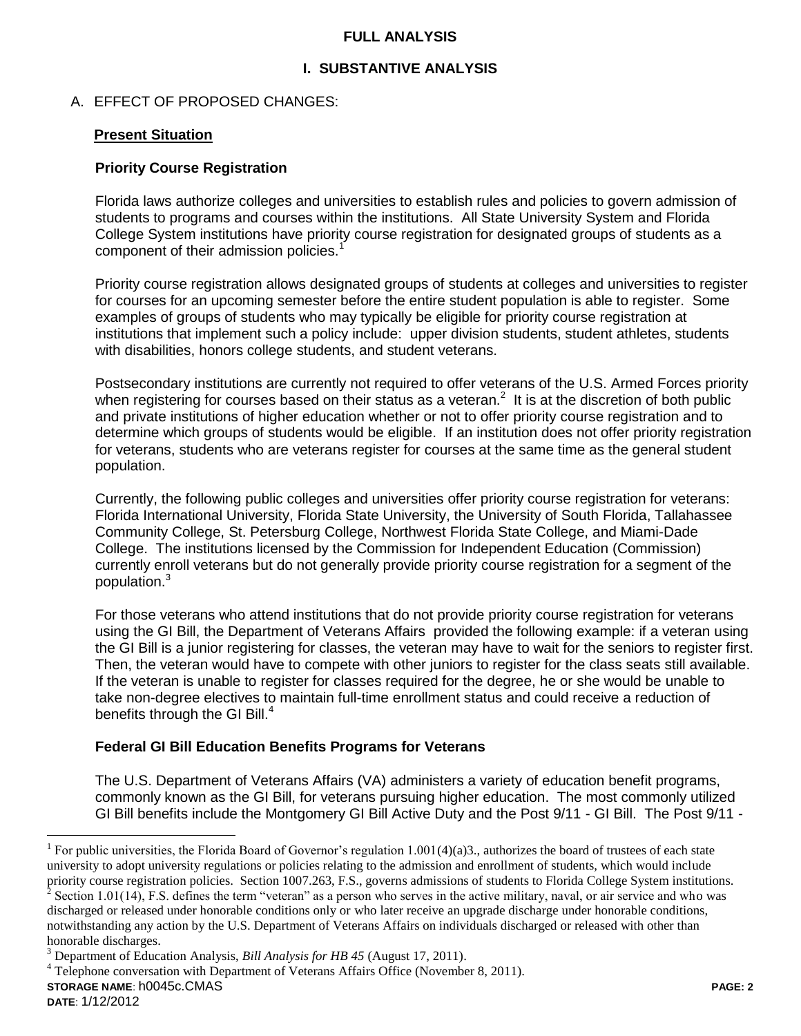## FULL ANALYSIS

## I. SUBSTANTIVE ANALYSIS

A. EFFECT OF PROPOSED CHANGES:

**Present Situation**

**Priority Course Registration**

Florida laws authorize colleges and universities to establish rules and policies to govern admission of students to programs and courses within the institutions. All State University System and Florida College System institutions have priority course registration for designated groups of students as a component of their admission policies.[1]

Priority course registration allows designated groups of students at colleges and universities to register for courses for an upcoming semester before the entire student population is able to register. Some examples of groups of students who may typically be eligible for priority course registration at institutions that implement such a policy include: upper division students, student athletes, students with disabilities, honors college students, and student veterans.

Postsecondary institutions are currently not required to offer veterans of the U.S. Armed Forces priority when registering for courses based on their status as a veteran.[2] It is at the discretion of both public and private institutions of higher education whether or not to offer priority course registration and to determine which groups of students would be eligible. If an institution does not offer priority registration for veterans, students who are veterans register for courses at the same time as the general student population.

Currently, the following public colleges and universities offer priority course registration for veterans: Florida International University, Florida State University, the University of South Florida, Tallahassee Community College, St. Petersburg College, Northwest Florida State College, and Miami-Dade College. The institutions licensed by the Commission for Independent Education (Commission) currently enroll veterans but do not generally provide priority course registration for a segment of the population.[3]

For those veterans who attend institutions that do not provide priority course registration for veterans using the GI Bill, the Department of Veterans Affairs provided the following example: if a veteran using the GI Bill is a junior registering for classes, the veteran may have to wait for the seniors to register first. Then, the veteran would have to compete with other juniors to register for the class seats still available. If the veteran is unable to register for classes required for the degree, he or she would be unable to take non-degree electives to maintain full-time enrollment status and could receive a reduction of benefits through the GI Bill.[4]

**Federal GI Bill Education Benefits Programs for Veterans**

The U.S. Department of Veterans Affairs (VA) administers a variety of education benefit programs, commonly known as the GI Bill, for veterans pursuing higher education. The most commonly utilized GI Bill benefits include the Montgomery GI Bill Active Duty and the Post 9/11 - GI Bill. The Post 9/11 -

---

[1] For public universities, the Florida Board of Governor's regulation 1.001(4)(a)3., authorizes the board of trustees of each state university to adopt university regulations or policies relating to the admission and enrollment of students, which would include priority course registration policies. Section 1007.263, F.S., governs admissions of students to Florida College System institutions.

[2] Section 1.01(14), F.S. defines the term "veteran" as a person who serves in the active military, naval, or air service and who was discharged or released under honorable conditions only or who later receive an upgrade discharge under honorable conditions, notwithstanding any action by the U.S. Department of Veterans Affairs on individuals discharged or released with other than honorable discharges.

[3] Department of Education Analysis, *Bill Analysis for HB 45* (August 17, 2011).

[4] Telephone conversation with Department of Veterans Affairs Office (November 8, 2011).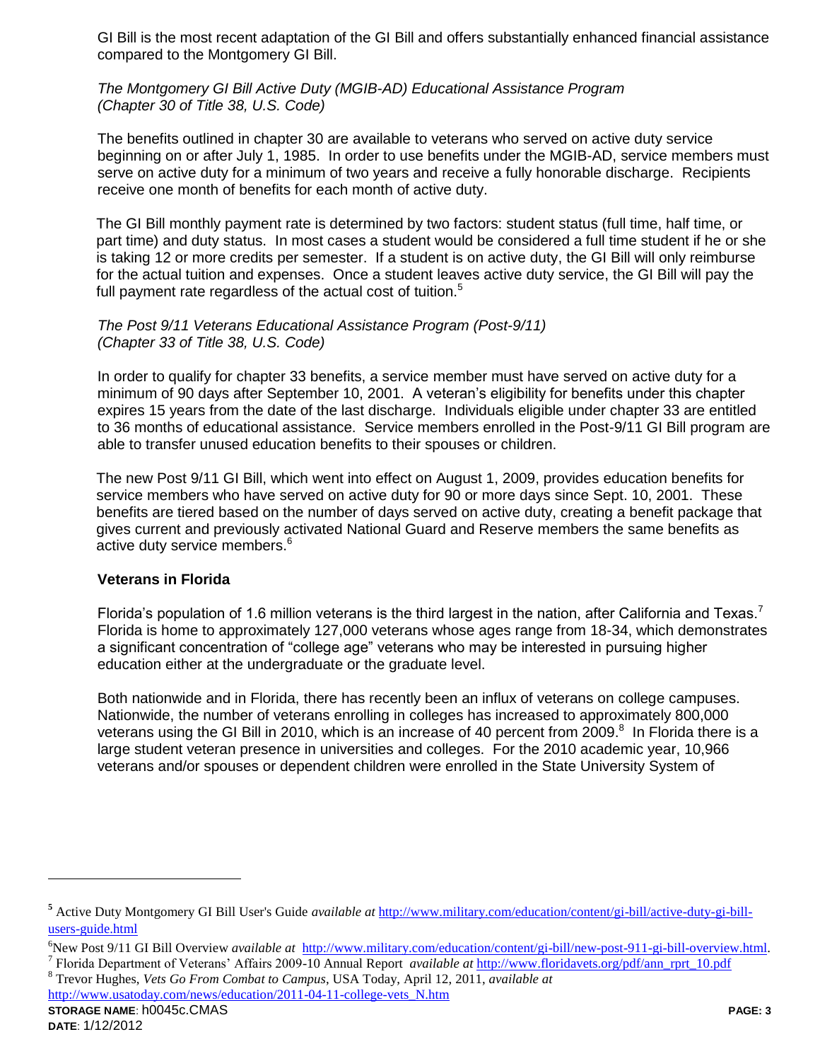GI Bill is the most recent adaptation of the GI Bill and offers substantially enhanced financial assistance compared to the Montgomery GI Bill.

*The Montgomery GI Bill Active Duty (MGIB-AD) Educational Assistance Program (Chapter 30 of Title 38, U.S. Code)*

The benefits outlined in chapter 30 are available to veterans who served on active duty service beginning on or after July 1, 1985. In order to use benefits under the MGIB-AD, service members must serve on active duty for a minimum of two years and receive a fully honorable discharge. Recipients receive one month of benefits for each month of active duty.

The GI Bill monthly payment rate is determined by two factors: student status (full time, half time, or part time) and duty status. In most cases a student would be considered a full time student if he or she is taking 12 or more credits per semester. If a student is on active duty, the GI Bill will only reimburse for the actual tuition and expenses. Once a student leaves active duty service, the GI Bill will pay the full payment rate regardless of the actual cost of tuition.[5]

*The Post 9/11 Veterans Educational Assistance Program (Post-9/11) (Chapter 33 of Title 38, U.S. Code)*

In order to qualify for chapter 33 benefits, a service member must have served on active duty for a minimum of 90 days after September 10, 2001. A veteran's eligibility for benefits under this chapter expires 15 years from the date of the last discharge. Individuals eligible under chapter 33 are entitled to 36 months of educational assistance. Service members enrolled in the Post-9/11 GI Bill program are able to transfer unused education benefits to their spouses or children.

The new Post 9/11 GI Bill, which went into effect on August 1, 2009, provides education benefits for service members who have served on active duty for 90 or more days since Sept. 10, 2001. These benefits are tiered based on the number of days served on active duty, creating a benefit package that gives current and previously activated National Guard and Reserve members the same benefits as active duty service members.[6]

**Veterans in Florida**

Florida's population of 1.6 million veterans is the third largest in the nation, after California and Texas.[7] Florida is home to approximately 127,000 veterans whose ages range from 18-34, which demonstrates a significant concentration of "college age" veterans who may be interested in pursuing higher education either at the undergraduate or the graduate level.

Both nationwide and in Florida, there has recently been an influx of veterans on college campuses. Nationwide, the number of veterans enrolling in colleges has increased to approximately 800,000 veterans using the GI Bill in 2010, which is an increase of 40 percent from 2009.[8] In Florida there is a large student veteran presence in universities and colleges. For the 2010 academic year, 10,966 veterans and/or spouses or dependent children were enrolled in the State University System of

---

[5] Active Duty Montgomery GI Bill User's Guide *available at* http://www.military.com/education/content/gi-bill/active-duty-gi-bill-users-guide.html

[6] New Post 9/11 GI Bill Overview *available at* http://www.military.com/education/content/gi-bill/new-post-911-gi-bill-overview.html.

[7] Florida Department of Veterans' Affairs 2009-10 Annual Report *available at* http://www.floridavets.org/pdf/ann_rprt_10.pdf

[8] Trevor Hughes, *Vets Go From Combat to Campus*, USA Today, April 12, 2011, *available at* http://www.usatoday.com/news/education/2011-04-11-college-vets_N.htm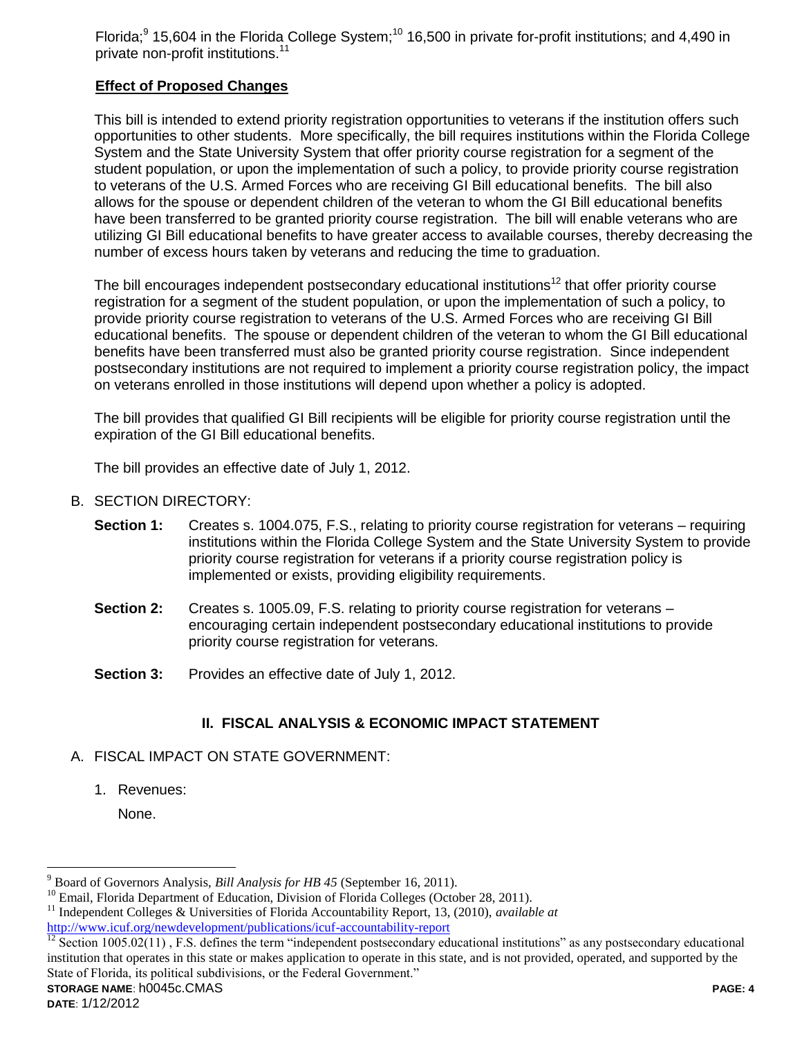Florida;[9] 15,604 in the Florida College System;[10] 16,500 in private for-profit institutions; and 4,490 in private non-profit institutions.[11]

**Effect of Proposed Changes**

This bill is intended to extend priority registration opportunities to veterans if the institution offers such opportunities to other students. More specifically, the bill requires institutions within the Florida College System and the State University System that offer priority course registration for a segment of the student population, or upon the implementation of such a policy, to provide priority course registration to veterans of the U.S. Armed Forces who are receiving GI Bill educational benefits. The bill also allows for the spouse or dependent children of the veteran to whom the GI Bill educational benefits have been transferred to be granted priority course registration. The bill will enable veterans who are utilizing GI Bill educational benefits to have greater access to available courses, thereby decreasing the number of excess hours taken by veterans and reducing the time to graduation.

The bill encourages independent postsecondary educational institutions[12] that offer priority course registration for a segment of the student population, or upon the implementation of such a policy, to provide priority course registration to veterans of the U.S. Armed Forces who are receiving GI Bill educational benefits. The spouse or dependent children of the veteran to whom the GI Bill educational benefits have been transferred must also be granted priority course registration. Since independent postsecondary institutions are not required to implement a priority course registration policy, the impact on veterans enrolled in those institutions will depend upon whether a policy is adopted.

The bill provides that qualified GI Bill recipients will be eligible for priority course registration until the expiration of the GI Bill educational benefits.

The bill provides an effective date of July 1, 2012.

B. SECTION DIRECTORY:

**Section 1:** Creates s. 1004.075, F.S., relating to priority course registration for veterans – requiring institutions within the Florida College System and the State University System to provide priority course registration for veterans if a priority course registration policy is implemented or exists, providing eligibility requirements.

**Section 2:** Creates s. 1005.09, F.S. relating to priority course registration for veterans – encouraging certain independent postsecondary educational institutions to provide priority course registration for veterans.

**Section 3:** Provides an effective date of July 1, 2012.

## II. FISCAL ANALYSIS & ECONOMIC IMPACT STATEMENT

A. FISCAL IMPACT ON STATE GOVERNMENT:

1. Revenues:

   None.

---

[9] Board of Governors Analysis, *Bill Analysis for HB 45* (September 16, 2011).

[10] Email, Florida Department of Education, Division of Florida Colleges (October 28, 2011).

[11] Independent Colleges & Universities of Florida Accountability Report, 13, (2010), *available at* http://www.icuf.org/newdevelopment/publications/icuf-accountability-report

[12] Section 1005.02(11) , F.S. defines the term "independent postsecondary educational institutions" as any postsecondary educational institution that operates in this state or makes application to operate in this state, and is not provided, operated, and supported by the State of Florida, its political subdivisions, or the Federal Government."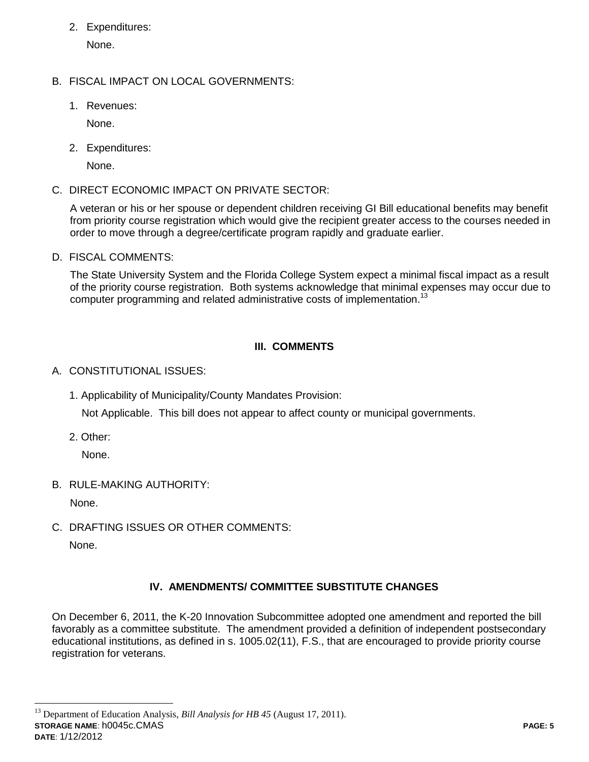2. Expenditures:

   None.

B. FISCAL IMPACT ON LOCAL GOVERNMENTS:

1. Revenues:

   None.

2. Expenditures:

   None.

C. DIRECT ECONOMIC IMPACT ON PRIVATE SECTOR:

A veteran or his or her spouse or dependent children receiving GI Bill educational benefits may benefit from priority course registration which would give the recipient greater access to the courses needed in order to move through a degree/certificate program rapidly and graduate earlier.

D. FISCAL COMMENTS:

The State University System and the Florida College System expect a minimal fiscal impact as a result of the priority course registration. Both systems acknowledge that minimal expenses may occur due to computer programming and related administrative costs of implementation.[13]

## III. COMMENTS

A. CONSTITUTIONAL ISSUES:

1. Applicability of Municipality/County Mandates Provision:

   Not Applicable. This bill does not appear to affect county or municipal governments.

2. Other:

   None.

B. RULE-MAKING AUTHORITY:

None.

C. DRAFTING ISSUES OR OTHER COMMENTS:

None.

## IV. AMENDMENTS/ COMMITTEE SUBSTITUTE CHANGES

On December 6, 2011, the K-20 Innovation Subcommittee adopted one amendment and reported the bill favorably as a committee substitute. The amendment provided a definition of independent postsecondary educational institutions, as defined in s. 1005.02(11), F.S., that are encouraged to provide priority course registration for veterans.

---

[13] Department of Education Analysis, *Bill Analysis for HB 45* (August 17, 2011).